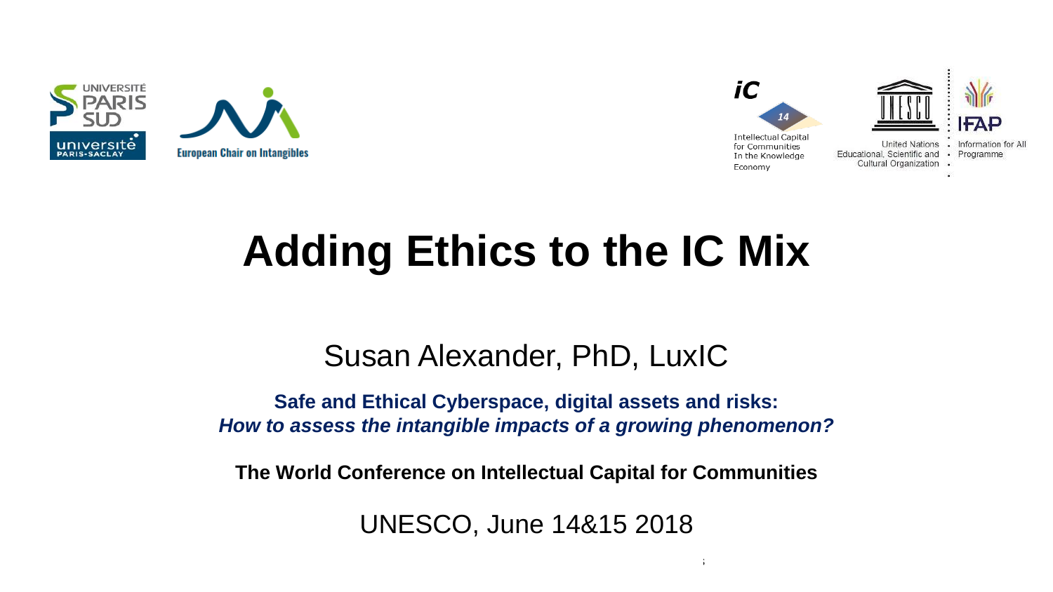# Adding Ethics to the IC Mix

Susan Alexander, PhD, LuxIC

**Safe and Ethical Cyberspace, digital assets and risks:**
***How to assess the intangible impacts of a growing phenomenon?***

**The World Conference on Intellectual Capital for Communities**

UNESCO, June 14&15 2018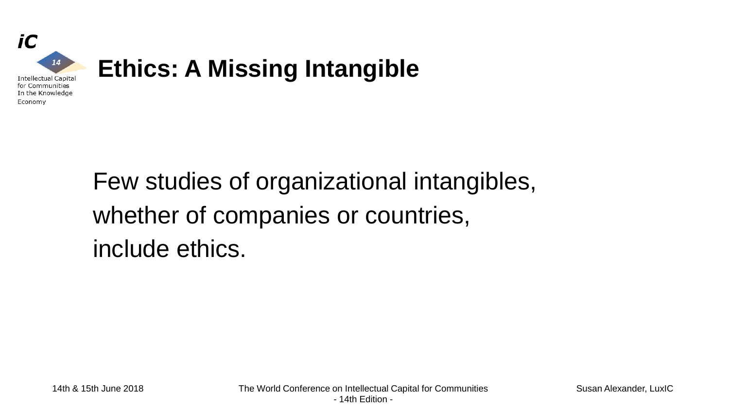# Ethics: A Missing Intangible

Few studies of organizational intangibles, whether of companies or countries, include ethics.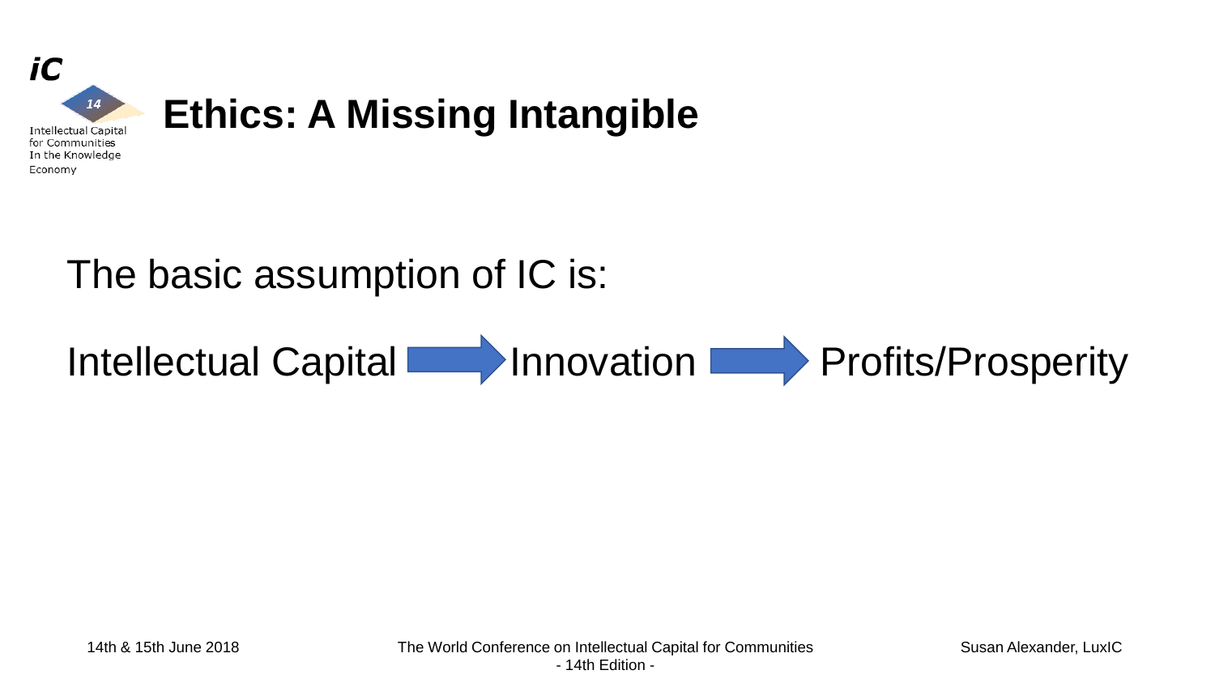# Ethics: A Missing Intangible

The basic assumption of IC is:

Intellectual Capital → Innovation → Profits/Prosperity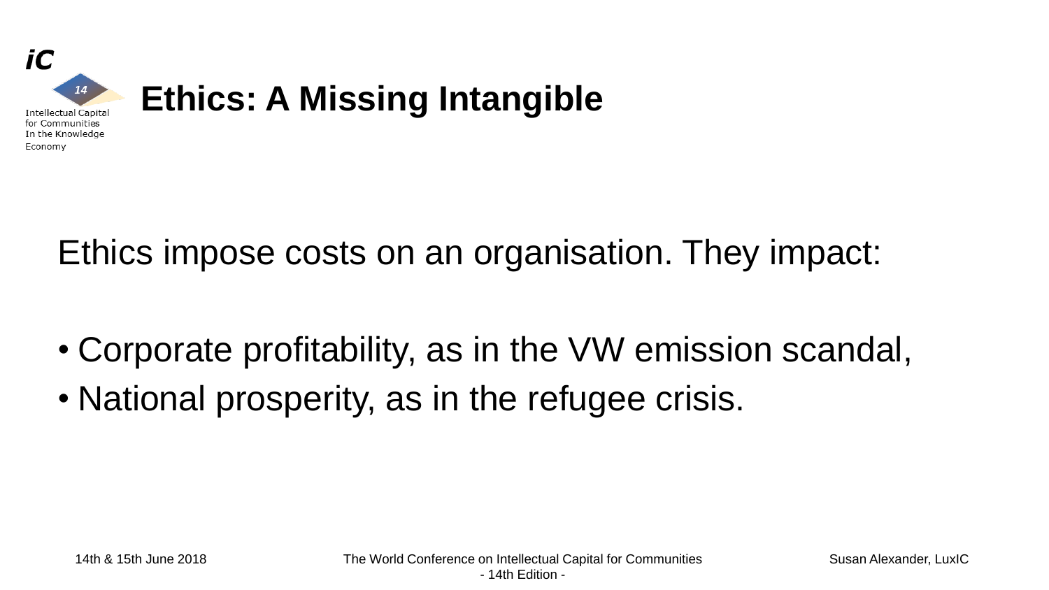# Ethics: A Missing Intangible

Ethics impose costs on an organisation. They impact:

- Corporate profitability, as in the VW emission scandal,
- National prosperity, as in the refugee crisis.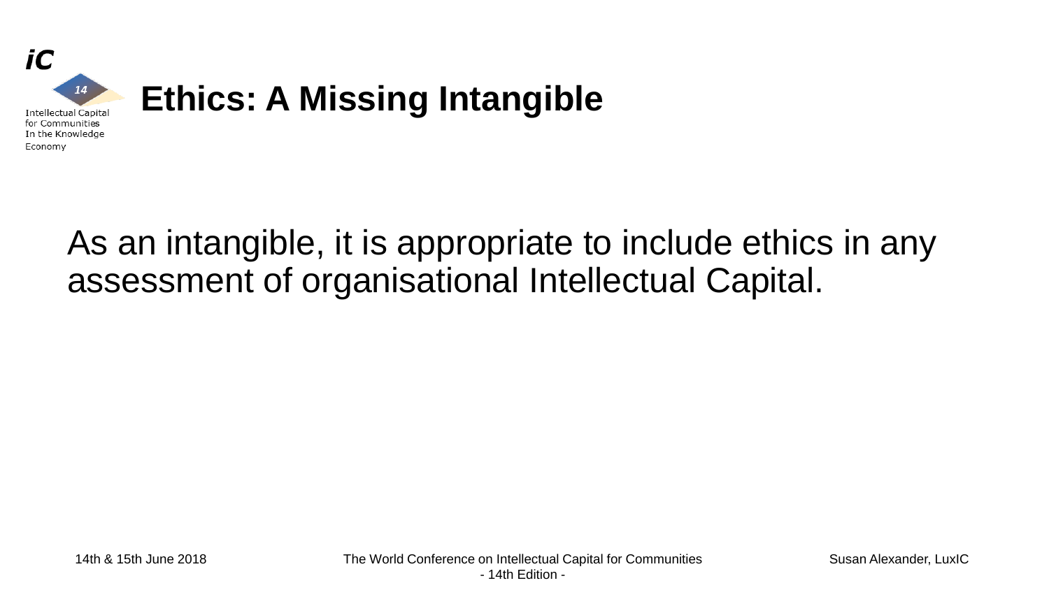# Ethics: A Missing Intangible

As an intangible, it is appropriate to include ethics in any assessment of organisational Intellectual Capital.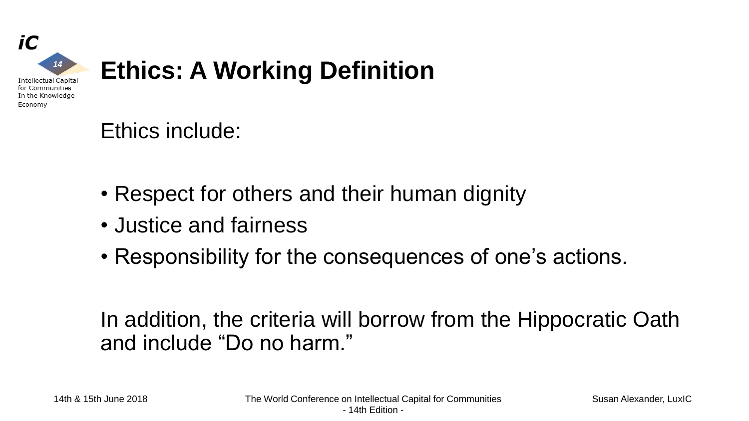# Ethics: A Working Definition

Ethics include:

- Respect for others and their human dignity
- Justice and fairness
- Responsibility for the consequences of one's actions.

In addition, the criteria will borrow from the Hippocratic Oath and include "Do no harm."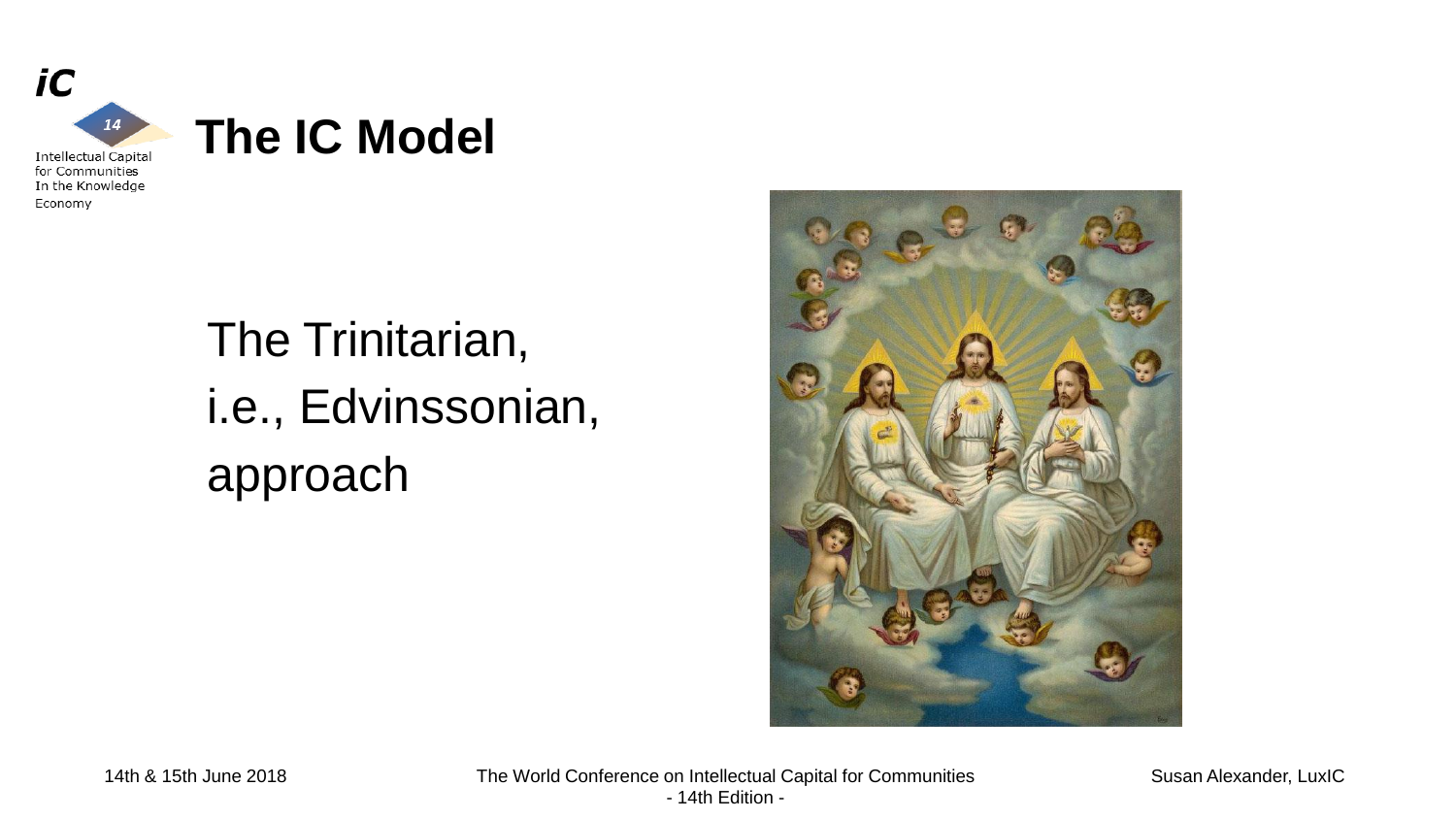# The IC Model

The Trinitarian,
i.e., Edvinssonian,
approach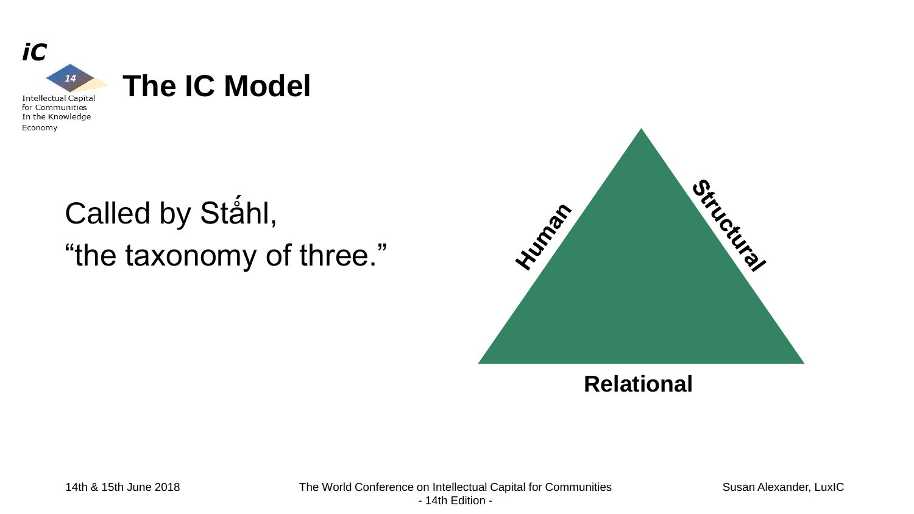# The IC Model

Called by Stấhl,
"the taxonomy of three."

Human

Structural

Relational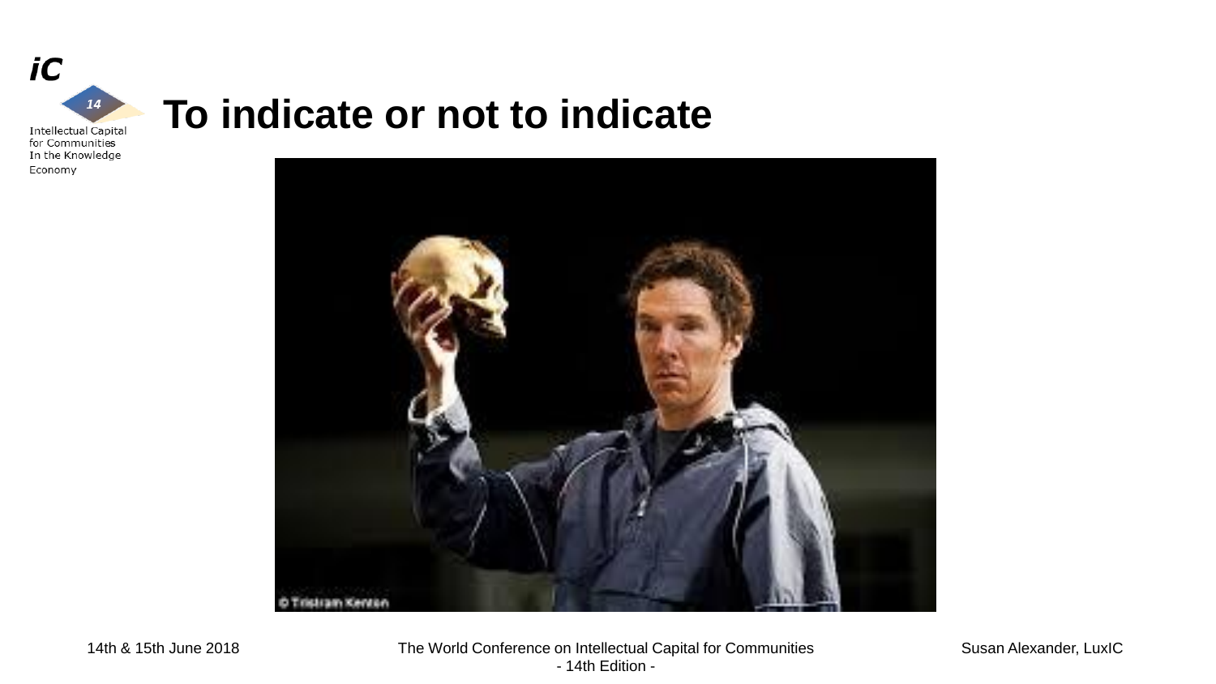# To indicate or not to indicate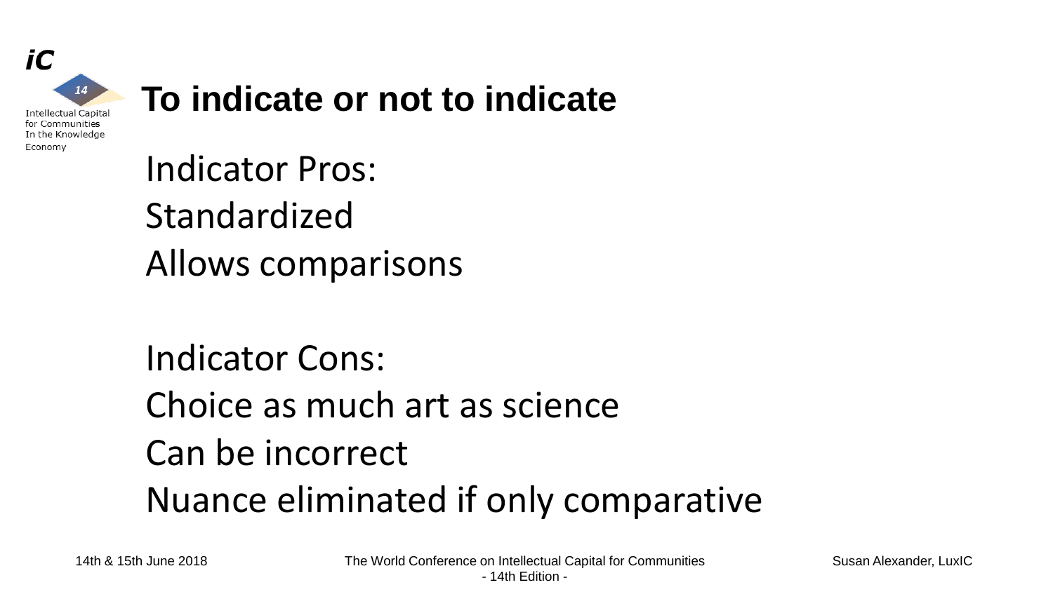# To indicate or not to indicate

Indicator Pros:

Standardized

Allows comparisons

Indicator Cons:

Choice as much art as science

Can be incorrect

Nuance eliminated if only comparative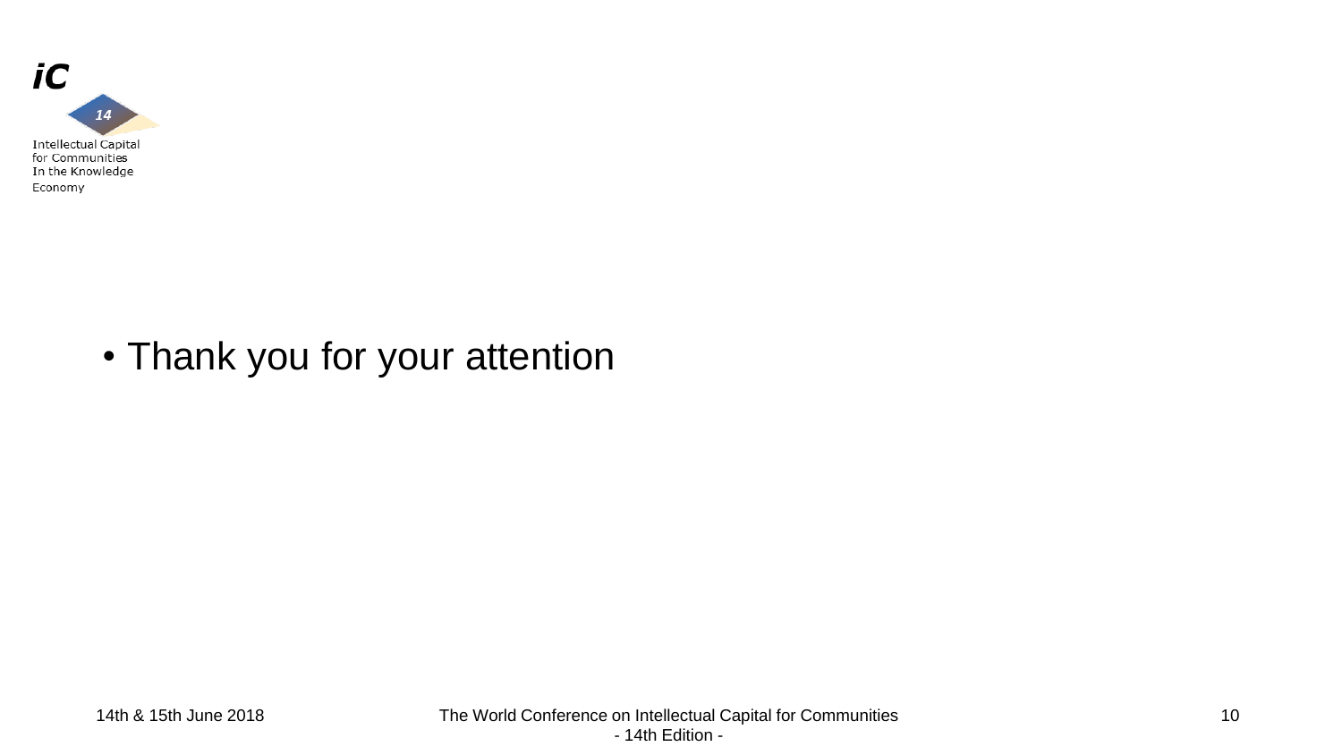- Thank you for your attention